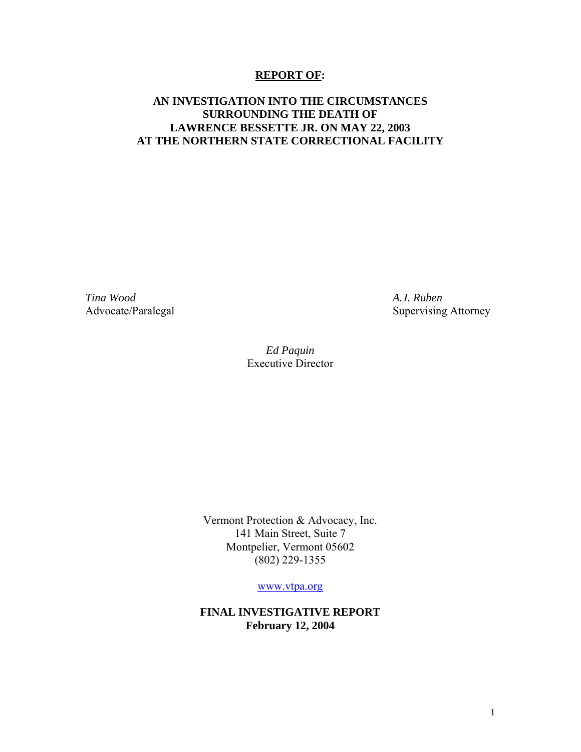**REPORT OF:**

# AN INVESTIGATION INTO THE CIRCUMSTANCES SURROUNDING THE DEATH OF LAWRENCE BESSETTE JR. ON MAY 22, 2003 AT THE NORTHERN STATE CORRECTIONAL FACILITY

*Tina Wood*
Advocate/Paralegal

*A.J. Ruben*
Supervising Attorney

*Ed Paquin*
Executive Director

Vermont Protection & Advocacy, Inc.
141 Main Street, Suite 7
Montpelier, Vermont 05602
(802) 229-1355

www.vtpa.org

**FINAL INVESTIGATIVE REPORT**
**February 12, 2004**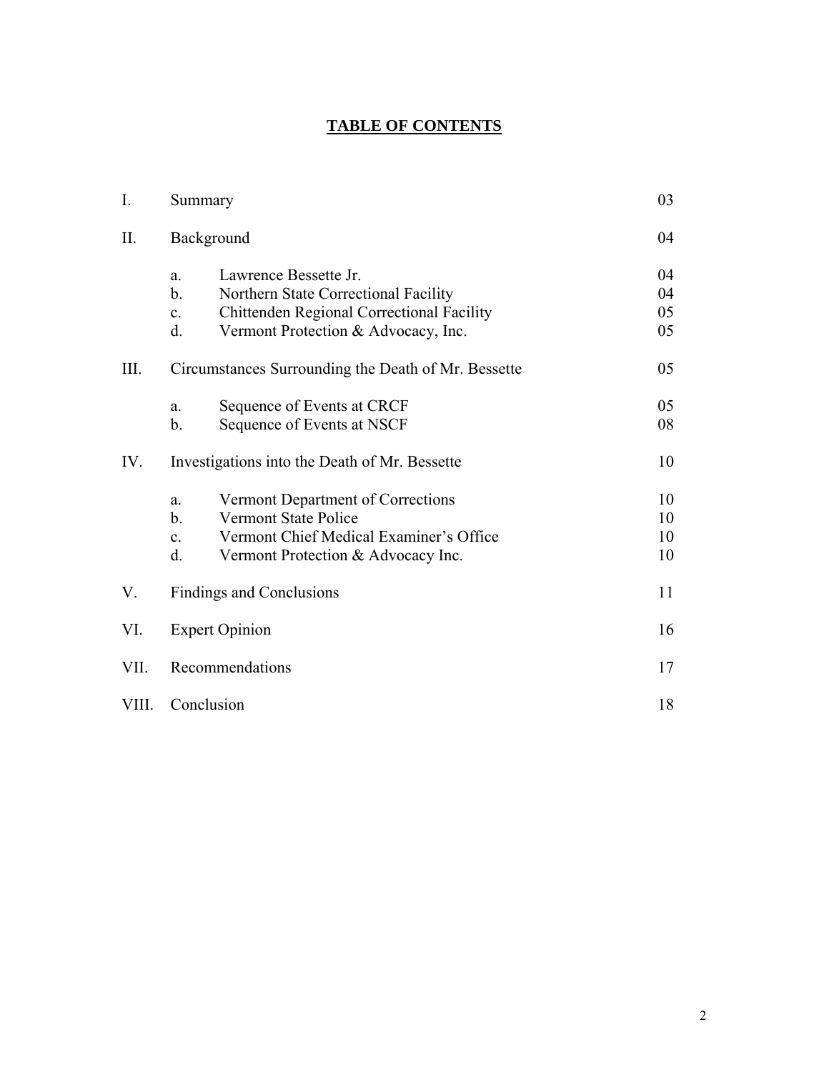# TABLE OF CONTENTS

| | | | |
|---|---|---|---|
| I. | Summary | | 03 |
| II. | Background | | 04 |
| | a. | Lawrence Bessette Jr. | 04 |
| | b. | Northern State Correctional Facility | 04 |
| | c. | Chittenden Regional Correctional Facility | 05 |
| | d. | Vermont Protection & Advocacy, Inc. | 05 |
| III. | Circumstances Surrounding the Death of Mr. Bessette | | 05 |
| | a. | Sequence of Events at CRCF | 05 |
| | b. | Sequence of Events at NSCF | 08 |
| IV. | Investigations into the Death of Mr. Bessette | | 10 |
| | a. | Vermont Department of Corrections | 10 |
| | b. | Vermont State Police | 10 |
| | c. | Vermont Chief Medical Examiner's Office | 10 |
| | d. | Vermont Protection & Advocacy Inc. | 10 |
| V. | Findings and Conclusions | | 11 |
| VI. | Expert Opinion | | 16 |
| VII. | Recommendations | | 17 |
| VIII. | Conclusion | | 18 |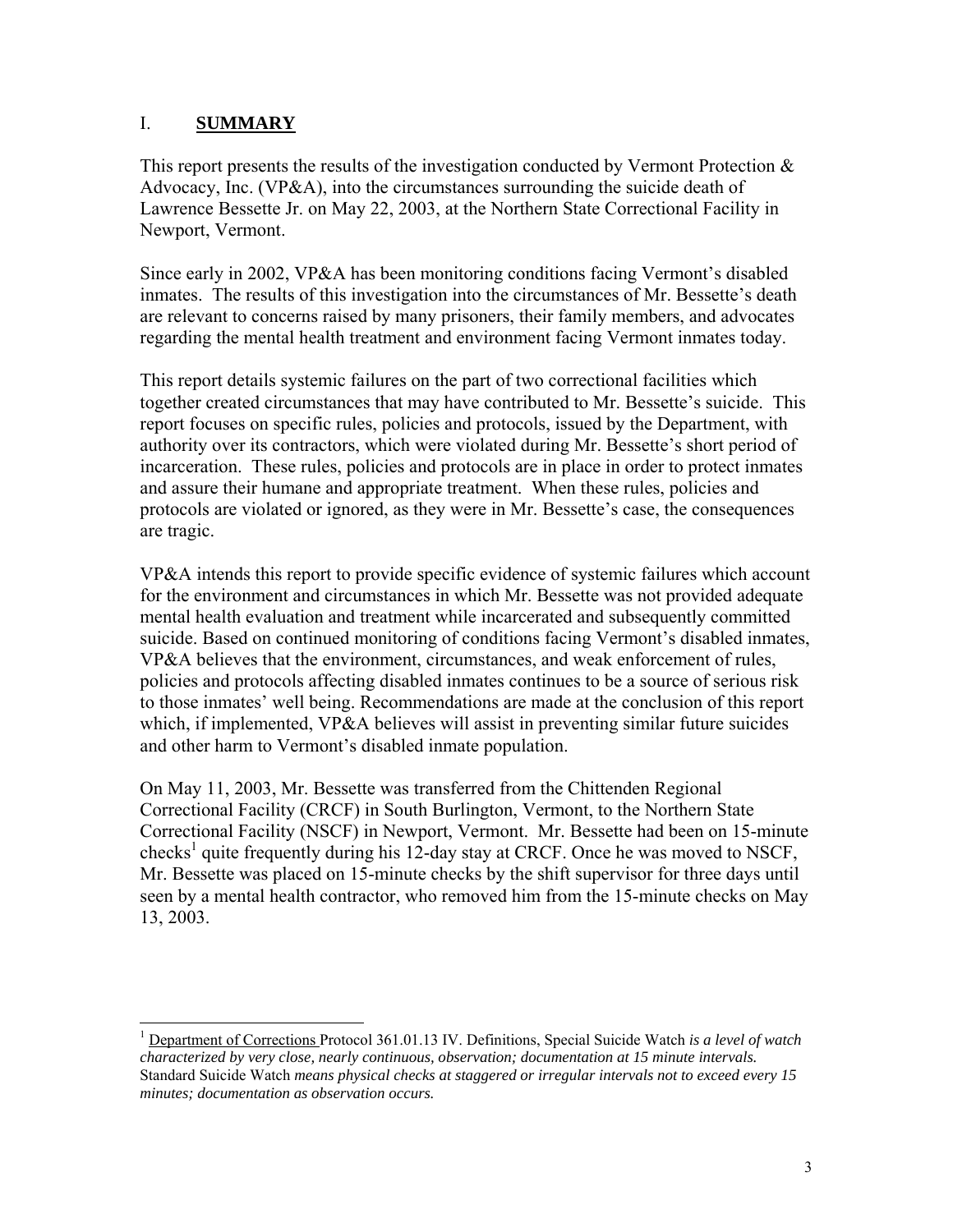## I. **SUMMARY**

This report presents the results of the investigation conducted by Vermont Protection & Advocacy, Inc. (VP&A), into the circumstances surrounding the suicide death of Lawrence Bessette Jr. on May 22, 2003, at the Northern State Correctional Facility in Newport, Vermont.

Since early in 2002, VP&A has been monitoring conditions facing Vermont's disabled inmates. The results of this investigation into the circumstances of Mr. Bessette's death are relevant to concerns raised by many prisoners, their family members, and advocates regarding the mental health treatment and environment facing Vermont inmates today.

This report details systemic failures on the part of two correctional facilities which together created circumstances that may have contributed to Mr. Bessette's suicide. This report focuses on specific rules, policies and protocols, issued by the Department, with authority over its contractors, which were violated during Mr. Bessette's short period of incarceration. These rules, policies and protocols are in place in order to protect inmates and assure their humane and appropriate treatment. When these rules, policies and protocols are violated or ignored, as they were in Mr. Bessette's case, the consequences are tragic.

VP&A intends this report to provide specific evidence of systemic failures which account for the environment and circumstances in which Mr. Bessette was not provided adequate mental health evaluation and treatment while incarcerated and subsequently committed suicide. Based on continued monitoring of conditions facing Vermont's disabled inmates, VP&A believes that the environment, circumstances, and weak enforcement of rules, policies and protocols affecting disabled inmates continues to be a source of serious risk to those inmates' well being. Recommendations are made at the conclusion of this report which, if implemented, VP&A believes will assist in preventing similar future suicides and other harm to Vermont's disabled inmate population.

On May 11, 2003, Mr. Bessette was transferred from the Chittenden Regional Correctional Facility (CRCF) in South Burlington, Vermont, to the Northern State Correctional Facility (NSCF) in Newport, Vermont. Mr. Bessette had been on 15-minute checks[1] quite frequently during his 12-day stay at CRCF. Once he was moved to NSCF, Mr. Bessette was placed on 15-minute checks by the shift supervisor for three days until seen by a mental health contractor, who removed him from the 15-minute checks on May 13, 2003.

---

[1] Department of Corrections Protocol 361.01.13 IV. Definitions, Special Suicide Watch *is a level of watch characterized by very close, nearly continuous, observation; documentation at 15 minute intervals.* Standard Suicide Watch *means physical checks at staggered or irregular intervals not to exceed every 15 minutes; documentation as observation occurs.*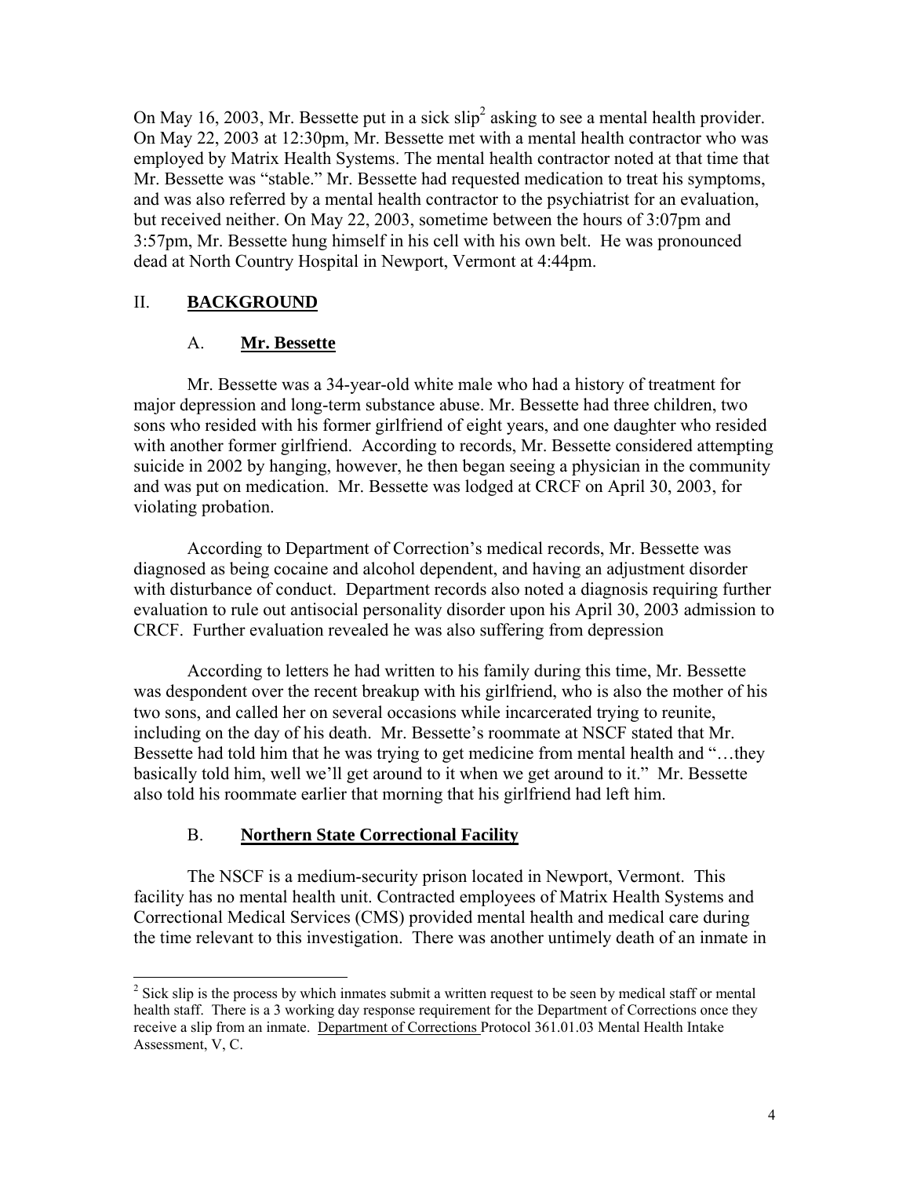On May 16, 2003, Mr. Bessette put in a sick slip[2] asking to see a mental health provider. On May 22, 2003 at 12:30pm, Mr. Bessette met with a mental health contractor who was employed by Matrix Health Systems. The mental health contractor noted at that time that Mr. Bessette was "stable." Mr. Bessette had requested medication to treat his symptoms, and was also referred by a mental health contractor to the psychiatrist for an evaluation, but received neither. On May 22, 2003, sometime between the hours of 3:07pm and 3:57pm, Mr. Bessette hung himself in his cell with his own belt. He was pronounced dead at North Country Hospital in Newport, Vermont at 4:44pm.

## II. **BACKGROUND**

### A. **Mr. Bessette**

Mr. Bessette was a 34-year-old white male who had a history of treatment for major depression and long-term substance abuse. Mr. Bessette had three children, two sons who resided with his former girlfriend of eight years, and one daughter who resided with another former girlfriend. According to records, Mr. Bessette considered attempting suicide in 2002 by hanging, however, he then began seeing a physician in the community and was put on medication. Mr. Bessette was lodged at CRCF on April 30, 2003, for violating probation.

According to Department of Correction's medical records, Mr. Bessette was diagnosed as being cocaine and alcohol dependent, and having an adjustment disorder with disturbance of conduct. Department records also noted a diagnosis requiring further evaluation to rule out antisocial personality disorder upon his April 30, 2003 admission to CRCF. Further evaluation revealed he was also suffering from depression

According to letters he had written to his family during this time, Mr. Bessette was despondent over the recent breakup with his girlfriend, who is also the mother of his two sons, and called her on several occasions while incarcerated trying to reunite, including on the day of his death. Mr. Bessette's roommate at NSCF stated that Mr. Bessette had told him that he was trying to get medicine from mental health and "…they basically told him, well we'll get around to it when we get around to it." Mr. Bessette also told his roommate earlier that morning that his girlfriend had left him.

### B. **Northern State Correctional Facility**

The NSCF is a medium-security prison located in Newport, Vermont. This facility has no mental health unit. Contracted employees of Matrix Health Systems and Correctional Medical Services (CMS) provided mental health and medical care during the time relevant to this investigation. There was another untimely death of an inmate in

---

[2] Sick slip is the process by which inmates submit a written request to be seen by medical staff or mental health staff. There is a 3 working day response requirement for the Department of Corrections once they receive a slip from an inmate. Department of Corrections Protocol 361.01.03 Mental Health Intake Assessment, V, C.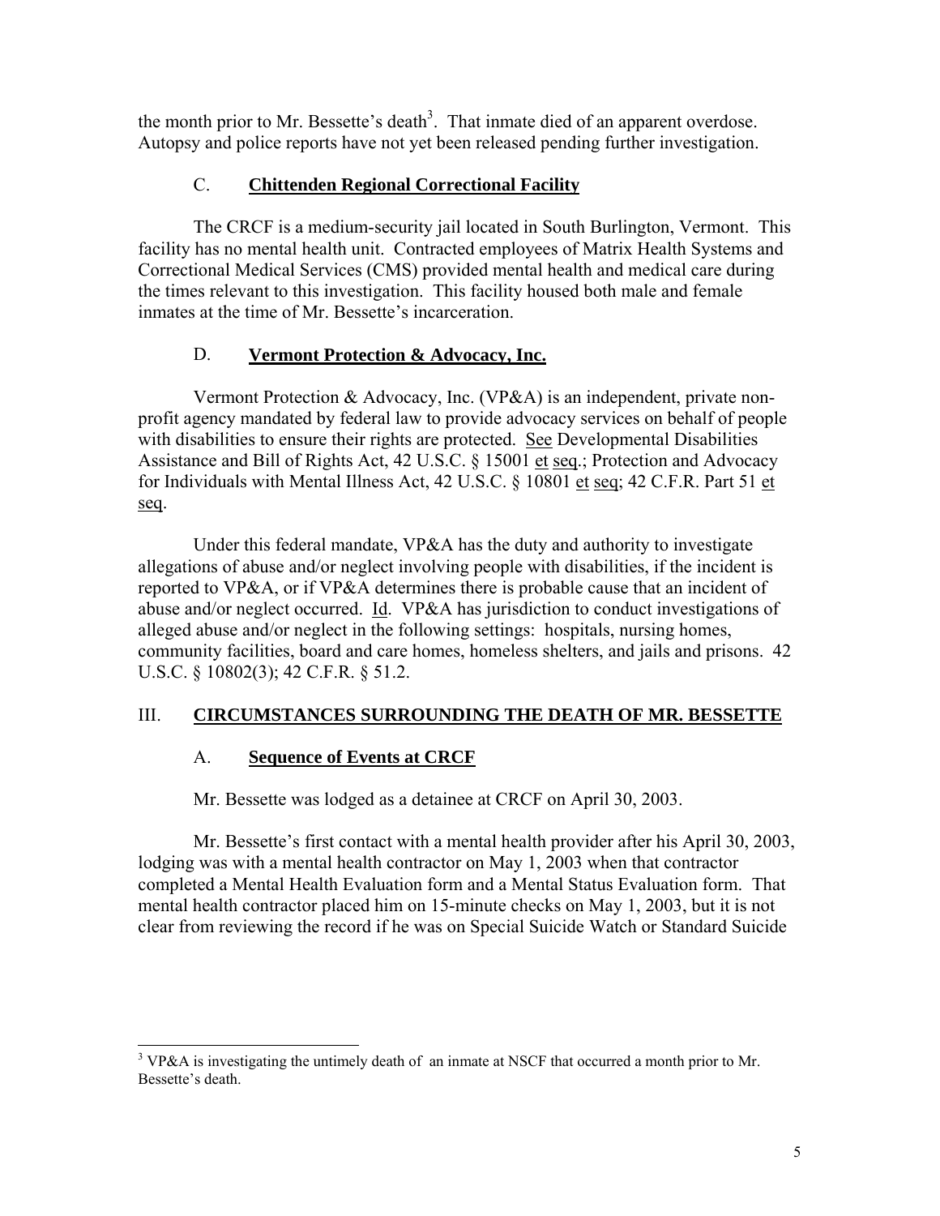the month prior to Mr. Bessette's death[3]. That inmate died of an apparent overdose. Autopsy and police reports have not yet been released pending further investigation.

### C. **Chittenden Regional Correctional Facility**

The CRCF is a medium-security jail located in South Burlington, Vermont. This facility has no mental health unit. Contracted employees of Matrix Health Systems and Correctional Medical Services (CMS) provided mental health and medical care during the times relevant to this investigation. This facility housed both male and female inmates at the time of Mr. Bessette's incarceration.

### D. **Vermont Protection & Advocacy, Inc.**

Vermont Protection & Advocacy, Inc. (VP&A) is an independent, private non-profit agency mandated by federal law to provide advocacy services on behalf of people with disabilities to ensure their rights are protected. See Developmental Disabilities Assistance and Bill of Rights Act, 42 U.S.C. § 15001 et seq.; Protection and Advocacy for Individuals with Mental Illness Act, 42 U.S.C. § 10801 et seq; 42 C.F.R. Part 51 et seq.

Under this federal mandate, VP&A has the duty and authority to investigate allegations of abuse and/or neglect involving people with disabilities, if the incident is reported to VP&A, or if VP&A determines there is probable cause that an incident of abuse and/or neglect occurred. Id. VP&A has jurisdiction to conduct investigations of alleged abuse and/or neglect in the following settings: hospitals, nursing homes, community facilities, board and care homes, homeless shelters, and jails and prisons. 42 U.S.C. § 10802(3); 42 C.F.R. § 51.2.

## III. **CIRCUMSTANCES SURROUNDING THE DEATH OF MR. BESSETTE**

### A. **Sequence of Events at CRCF**

Mr. Bessette was lodged as a detainee at CRCF on April 30, 2003.

Mr. Bessette's first contact with a mental health provider after his April 30, 2003, lodging was with a mental health contractor on May 1, 2003 when that contractor completed a Mental Health Evaluation form and a Mental Status Evaluation form. That mental health contractor placed him on 15-minute checks on May 1, 2003, but it is not clear from reviewing the record if he was on Special Suicide Watch or Standard Suicide

---

[3] VP&A is investigating the untimely death of an inmate at NSCF that occurred a month prior to Mr. Bessette's death.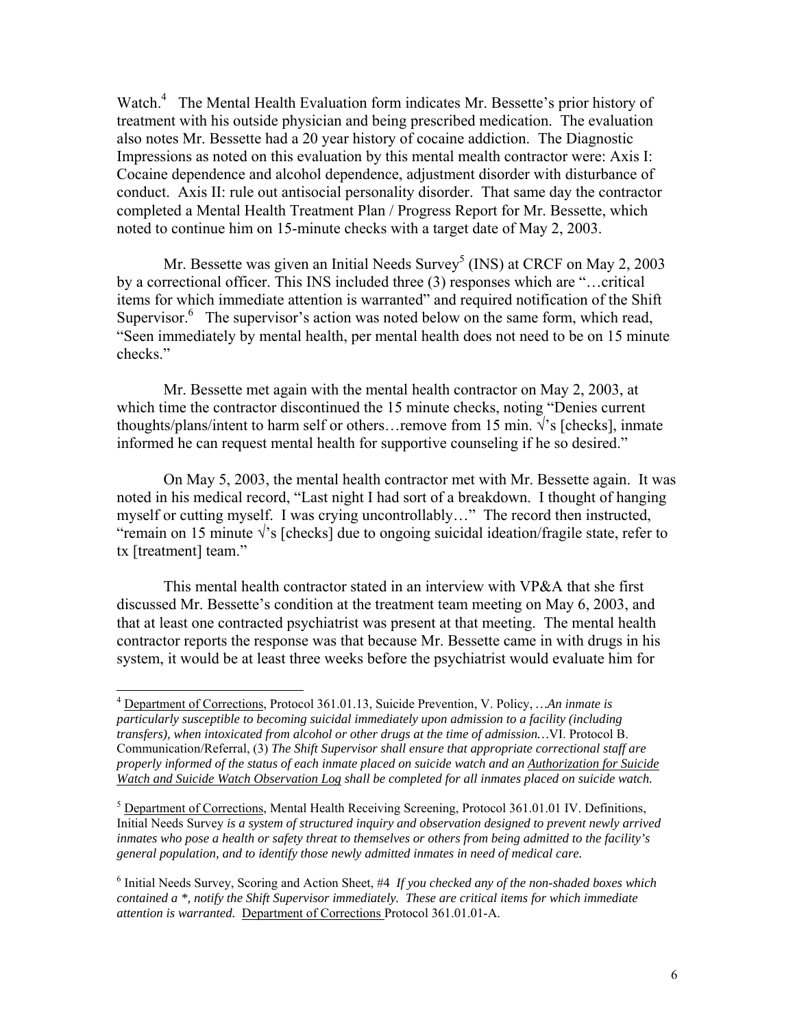Watch.[4] The Mental Health Evaluation form indicates Mr. Bessette's prior history of treatment with his outside physician and being prescribed medication. The evaluation also notes Mr. Bessette had a 20 year history of cocaine addiction. The Diagnostic Impressions as noted on this evaluation by this mental mealth contractor were: Axis I: Cocaine dependence and alcohol dependence, adjustment disorder with disturbance of conduct. Axis II: rule out antisocial personality disorder. That same day the contractor completed a Mental Health Treatment Plan / Progress Report for Mr. Bessette, which noted to continue him on 15-minute checks with a target date of May 2, 2003.

Mr. Bessette was given an Initial Needs Survey[5] (INS) at CRCF on May 2, 2003 by a correctional officer. This INS included three (3) responses which are "…critical items for which immediate attention is warranted" and required notification of the Shift Supervisor.[6] The supervisor's action was noted below on the same form, which read, "Seen immediately by mental health, per mental health does not need to be on 15 minute checks."

Mr. Bessette met again with the mental health contractor on May 2, 2003, at which time the contractor discontinued the 15 minute checks, noting "Denies current thoughts/plans/intent to harm self or others…remove from 15 min. √'s [checks], inmate informed he can request mental health for supportive counseling if he so desired."

On May 5, 2003, the mental health contractor met with Mr. Bessette again. It was noted in his medical record, "Last night I had sort of a breakdown. I thought of hanging myself or cutting myself. I was crying uncontrollably…" The record then instructed, "remain on 15 minute √'s [checks] due to ongoing suicidal ideation/fragile state, refer to tx [treatment] team."

This mental health contractor stated in an interview with VP&A that she first discussed Mr. Bessette's condition at the treatment team meeting on May 6, 2003, and that at least one contracted psychiatrist was present at that meeting. The mental health contractor reports the response was that because Mr. Bessette came in with drugs in his system, it would be at least three weeks before the psychiatrist would evaluate him for

---

[4] Department of Corrections, Protocol 361.01.13, Suicide Prevention, V. Policy, …*An inmate is particularly susceptible to becoming suicidal immediately upon admission to a facility (including transfers), when intoxicated from alcohol or other drugs at the time of admission.*…VI. Protocol B. Communication/Referral, (3) *The Shift Supervisor shall ensure that appropriate correctional staff are properly informed of the status of each inmate placed on suicide watch and an Authorization for Suicide Watch and Suicide Watch Observation Log shall be completed for all inmates placed on suicide watch.*

[5] Department of Corrections, Mental Health Receiving Screening, Protocol 361.01.01 IV. Definitions, Initial Needs Survey *is a system of structured inquiry and observation designed to prevent newly arrived inmates who pose a health or safety threat to themselves or others from being admitted to the facility's general population, and to identify those newly admitted inmates in need of medical care.*

[6] Initial Needs Survey, Scoring and Action Sheet, #4 *If you checked any of the non-shaded boxes which contained a *, notify the Shift Supervisor immediately. These are critical items for which immediate attention is warranted.* Department of Corrections Protocol 361.01.01-A.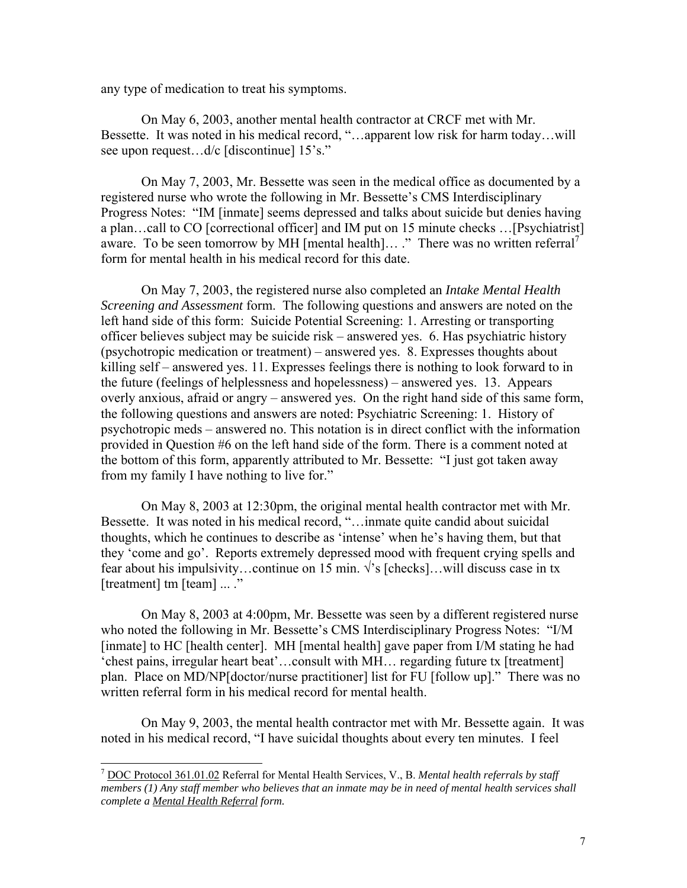any type of medication to treat his symptoms.

On May 6, 2003, another mental health contractor at CRCF met with Mr. Bessette. It was noted in his medical record, "…apparent low risk for harm today…will see upon request…d/c [discontinue] 15's."

On May 7, 2003, Mr. Bessette was seen in the medical office as documented by a registered nurse who wrote the following in Mr. Bessette's CMS Interdisciplinary Progress Notes: "IM [inmate] seems depressed and talks about suicide but denies having a plan…call to CO [correctional officer] and IM put on 15 minute checks …[Psychiatrist] aware. To be seen tomorrow by MH [mental health]… ." There was no written referral[7] form for mental health in his medical record for this date.

On May 7, 2003, the registered nurse also completed an *Intake Mental Health Screening and Assessment* form. The following questions and answers are noted on the left hand side of this form: Suicide Potential Screening: 1. Arresting or transporting officer believes subject may be suicide risk – answered yes. 6. Has psychiatric history (psychotropic medication or treatment) – answered yes. 8. Expresses thoughts about killing self – answered yes. 11. Expresses feelings there is nothing to look forward to in the future (feelings of helplessness and hopelessness) – answered yes. 13. Appears overly anxious, afraid or angry – answered yes. On the right hand side of this same form, the following questions and answers are noted: Psychiatric Screening: 1. History of psychotropic meds – answered no. This notation is in direct conflict with the information provided in Question #6 on the left hand side of the form. There is a comment noted at the bottom of this form, apparently attributed to Mr. Bessette: "I just got taken away from my family I have nothing to live for."

On May 8, 2003 at 12:30pm, the original mental health contractor met with Mr. Bessette. It was noted in his medical record, "…inmate quite candid about suicidal thoughts, which he continues to describe as 'intense' when he's having them, but that they 'come and go'. Reports extremely depressed mood with frequent crying spells and fear about his impulsivity…continue on 15 min. √'s [checks]…will discuss case in tx [treatment] tm [team] ... ."

On May 8, 2003 at 4:00pm, Mr. Bessette was seen by a different registered nurse who noted the following in Mr. Bessette's CMS Interdisciplinary Progress Notes: "I/M [inmate] to HC [health center]. MH [mental health] gave paper from I/M stating he had 'chest pains, irregular heart beat'…consult with MH… regarding future tx [treatment] plan. Place on MD/NP[doctor/nurse practitioner] list for FU [follow up]." There was no written referral form in his medical record for mental health.

On May 9, 2003, the mental health contractor met with Mr. Bessette again. It was noted in his medical record, "I have suicidal thoughts about every ten minutes. I feel

---

[7] DOC Protocol 361.01.02 Referral for Mental Health Services, V., B. *Mental health referrals by staff members (1) Any staff member who believes that an inmate may be in need of mental health services shall complete a Mental Health Referral form.*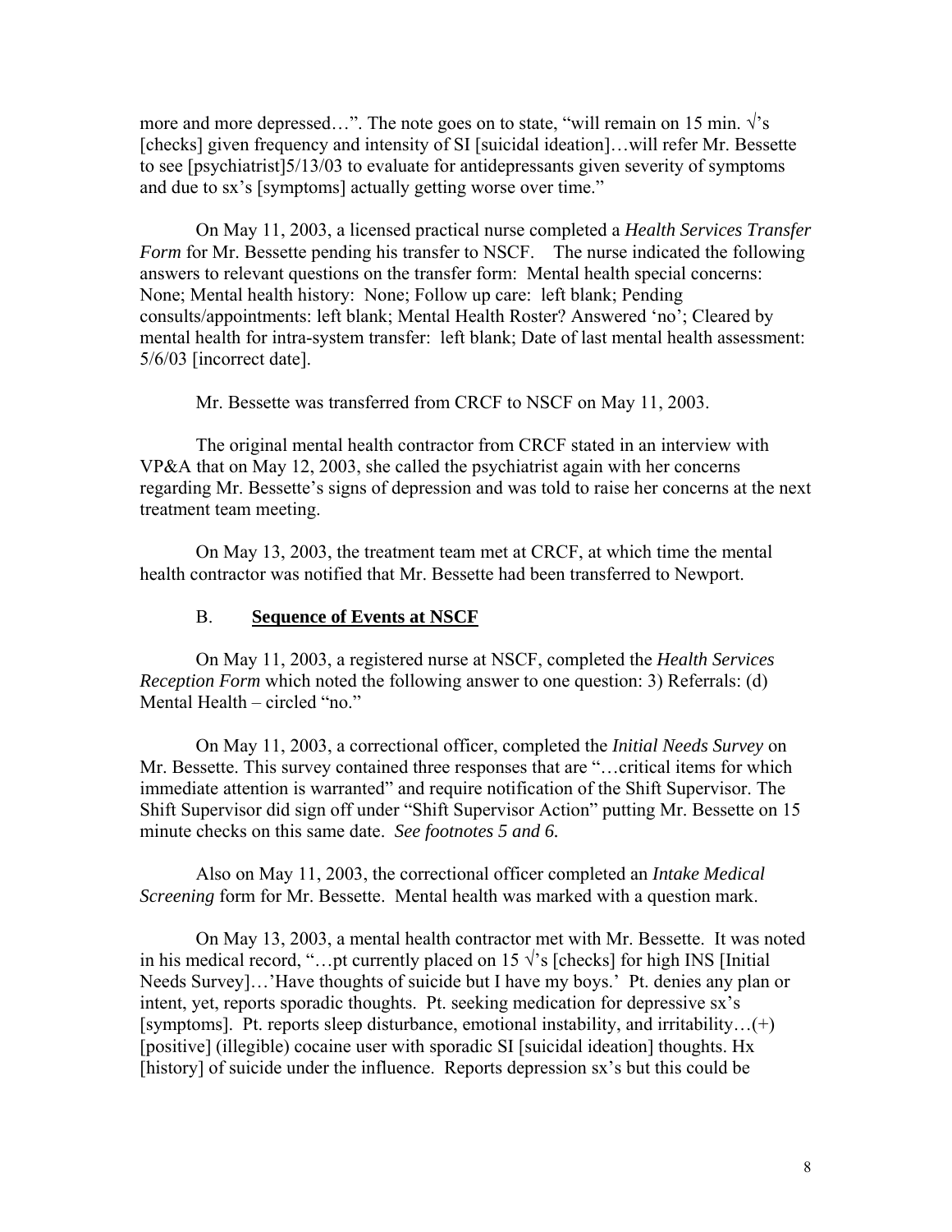more and more depressed…". The note goes on to state, "will remain on 15 min. √'s [checks] given frequency and intensity of SI [suicidal ideation]…will refer Mr. Bessette to see [psychiatrist]5/13/03 to evaluate for antidepressants given severity of symptoms and due to sx's [symptoms] actually getting worse over time."

On May 11, 2003, a licensed practical nurse completed a *Health Services Transfer Form* for Mr. Bessette pending his transfer to NSCF. The nurse indicated the following answers to relevant questions on the transfer form: Mental health special concerns: None; Mental health history: None; Follow up care: left blank; Pending consults/appointments: left blank; Mental Health Roster? Answered 'no'; Cleared by mental health for intra-system transfer: left blank; Date of last mental health assessment: 5/6/03 [incorrect date].

Mr. Bessette was transferred from CRCF to NSCF on May 11, 2003.

The original mental health contractor from CRCF stated in an interview with VP&A that on May 12, 2003, she called the psychiatrist again with her concerns regarding Mr. Bessette's signs of depression and was told to raise her concerns at the next treatment team meeting.

On May 13, 2003, the treatment team met at CRCF, at which time the mental health contractor was notified that Mr. Bessette had been transferred to Newport.

### B. **Sequence of Events at NSCF**

On May 11, 2003, a registered nurse at NSCF, completed the *Health Services Reception Form* which noted the following answer to one question: 3) Referrals: (d) Mental Health – circled "no."

On May 11, 2003, a correctional officer, completed the *Initial Needs Survey* on Mr. Bessette. This survey contained three responses that are "…critical items for which immediate attention is warranted" and require notification of the Shift Supervisor. The Shift Supervisor did sign off under "Shift Supervisor Action" putting Mr. Bessette on 15 minute checks on this same date. *See footnotes 5 and 6.*

Also on May 11, 2003, the correctional officer completed an *Intake Medical Screening* form for Mr. Bessette. Mental health was marked with a question mark.

On May 13, 2003, a mental health contractor met with Mr. Bessette. It was noted in his medical record, "…pt currently placed on 15 √'s [checks] for high INS [Initial Needs Survey]…'Have thoughts of suicide but I have my boys.' Pt. denies any plan or intent, yet, reports sporadic thoughts. Pt. seeking medication for depressive sx's [symptoms]. Pt. reports sleep disturbance, emotional instability, and irritability…(+) [positive] (illegible) cocaine user with sporadic SI [suicidal ideation] thoughts. Hx [history] of suicide under the influence. Reports depression sx's but this could be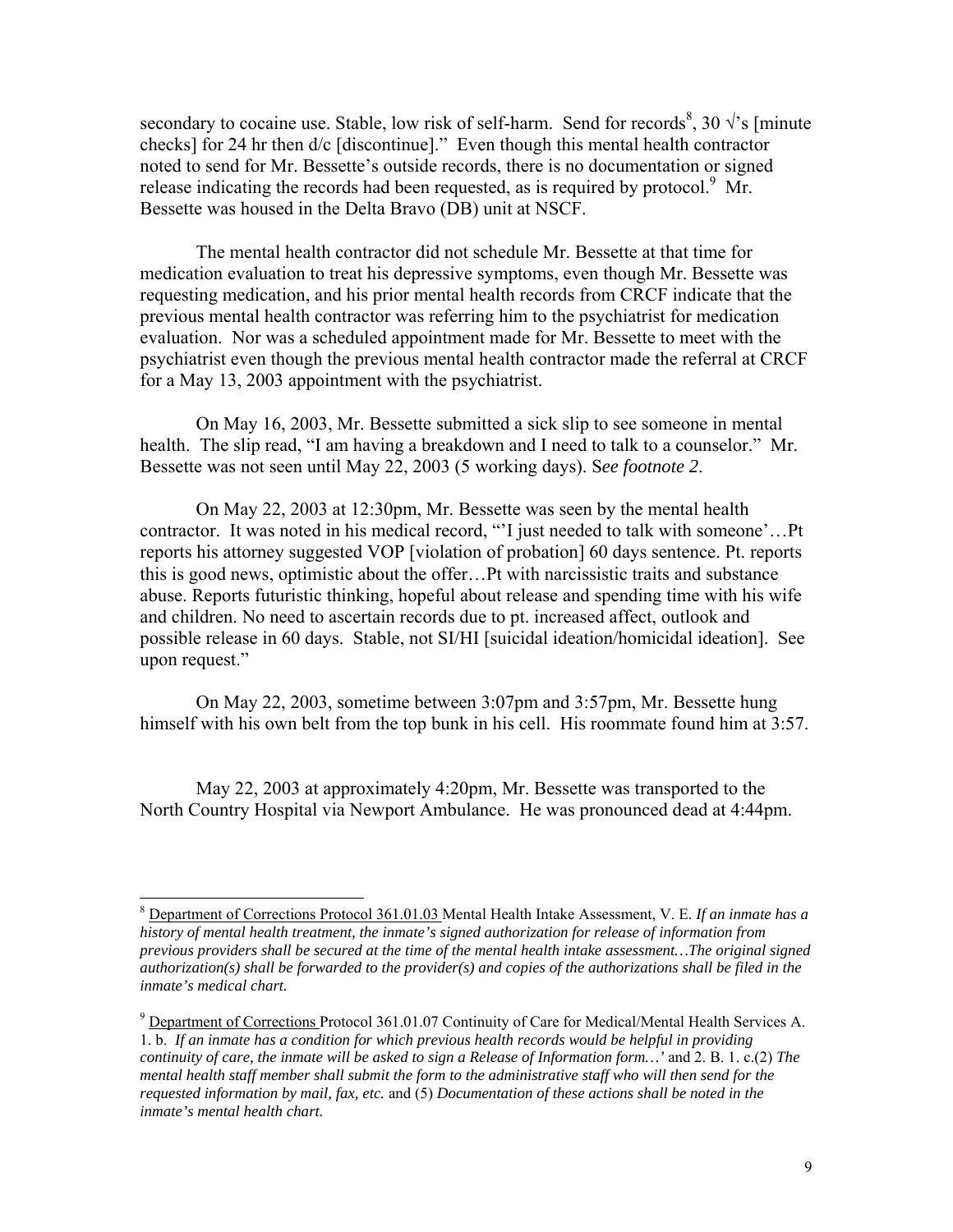secondary to cocaine use. Stable, low risk of self-harm. Send for records[8], 30 √'s [minute checks] for 24 hr then d/c [discontinue]." Even though this mental health contractor noted to send for Mr. Bessette's outside records, there is no documentation or signed release indicating the records had been requested, as is required by protocol.[9] Mr. Bessette was housed in the Delta Bravo (DB) unit at NSCF.

The mental health contractor did not schedule Mr. Bessette at that time for medication evaluation to treat his depressive symptoms, even though Mr. Bessette was requesting medication, and his prior mental health records from CRCF indicate that the previous mental health contractor was referring him to the psychiatrist for medication evaluation. Nor was a scheduled appointment made for Mr. Bessette to meet with the psychiatrist even though the previous mental health contractor made the referral at CRCF for a May 13, 2003 appointment with the psychiatrist.

On May 16, 2003, Mr. Bessette submitted a sick slip to see someone in mental health. The slip read, "I am having a breakdown and I need to talk to a counselor." Mr. Bessette was not seen until May 22, 2003 (5 working days). S*ee footnote 2*.

On May 22, 2003 at 12:30pm, Mr. Bessette was seen by the mental health contractor. It was noted in his medical record, "'I just needed to talk with someone'…Pt reports his attorney suggested VOP [violation of probation] 60 days sentence. Pt. reports this is good news, optimistic about the offer…Pt with narcissistic traits and substance abuse. Reports futuristic thinking, hopeful about release and spending time with his wife and children. No need to ascertain records due to pt. increased affect, outlook and possible release in 60 days. Stable, not SI/HI [suicidal ideation/homicidal ideation]. See upon request."

On May 22, 2003, sometime between 3:07pm and 3:57pm, Mr. Bessette hung himself with his own belt from the top bunk in his cell. His roommate found him at 3:57.

May 22, 2003 at approximately 4:20pm, Mr. Bessette was transported to the North Country Hospital via Newport Ambulance. He was pronounced dead at 4:44pm.

---

[8] Department of Corrections Protocol 361.01.03 Mental Health Intake Assessment, V. E. ***If an inmate has a history of mental health treatment, the inmate's signed authorization for release of information from previous providers shall be secured at the time of the mental health intake assessment…The original signed authorization(s) shall be forwarded to the provider(s) and copies of the authorizations shall be filed in the inmate's medical chart.***

[9] Department of Corrections Protocol 361.01.07 Continuity of Care for Medical/Mental Health Services A. 1. b. *If an inmate has a condition for which previous health records would be helpful in providing continuity of care, the inmate will be asked to sign a Release of Information form…'* and 2. B. 1. c.(2) *The mental health staff member shall submit the form to the administrative staff who will then send for the requested information by mail, fax, etc.* and (5) *Documentation of these actions shall be noted in the inmate's mental health chart.*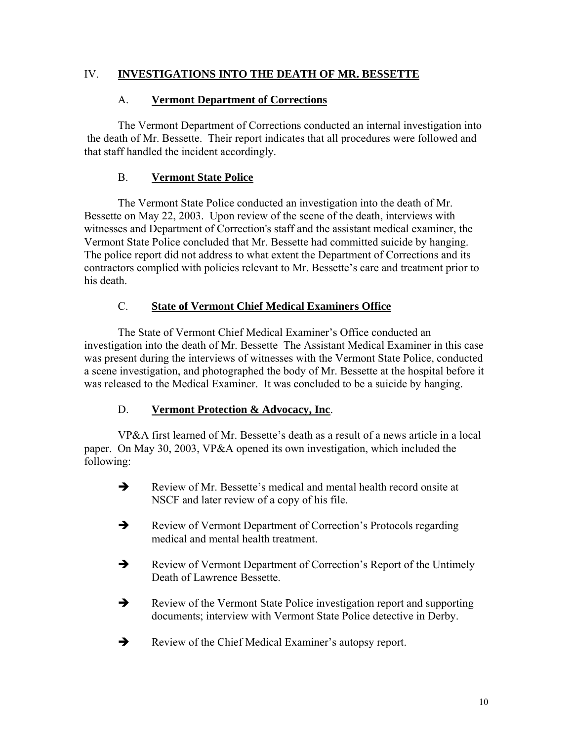## IV. INVESTIGATIONS INTO THE DEATH OF MR. BESSETTE

### A. Vermont Department of Corrections

The Vermont Department of Corrections conducted an internal investigation into the death of Mr. Bessette. Their report indicates that all procedures were followed and that staff handled the incident accordingly.

### B. Vermont State Police

The Vermont State Police conducted an investigation into the death of Mr. Bessette on May 22, 2003. Upon review of the scene of the death, interviews with witnesses and Department of Correction's staff and the assistant medical examiner, the Vermont State Police concluded that Mr. Bessette had committed suicide by hanging. The police report did not address to what extent the Department of Corrections and its contractors complied with policies relevant to Mr. Bessette's care and treatment prior to his death.

### C. State of Vermont Chief Medical Examiners Office

The State of Vermont Chief Medical Examiner's Office conducted an investigation into the death of Mr. Bessette The Assistant Medical Examiner in this case was present during the interviews of witnesses with the Vermont State Police, conducted a scene investigation, and photographed the body of Mr. Bessette at the hospital before it was released to the Medical Examiner. It was concluded to be a suicide by hanging.

### D. Vermont Protection & Advocacy, Inc.

VP&A first learned of Mr. Bessette's death as a result of a news article in a local paper. On May 30, 2003, VP&A opened its own investigation, which included the following:

- ➔ Review of Mr. Bessette's medical and mental health record onsite at NSCF and later review of a copy of his file.
- ➔ Review of Vermont Department of Correction's Protocols regarding medical and mental health treatment.
- ➔ Review of Vermont Department of Correction's Report of the Untimely Death of Lawrence Bessette.
- ➔ Review of the Vermont State Police investigation report and supporting documents; interview with Vermont State Police detective in Derby.
- ➔ Review of the Chief Medical Examiner's autopsy report.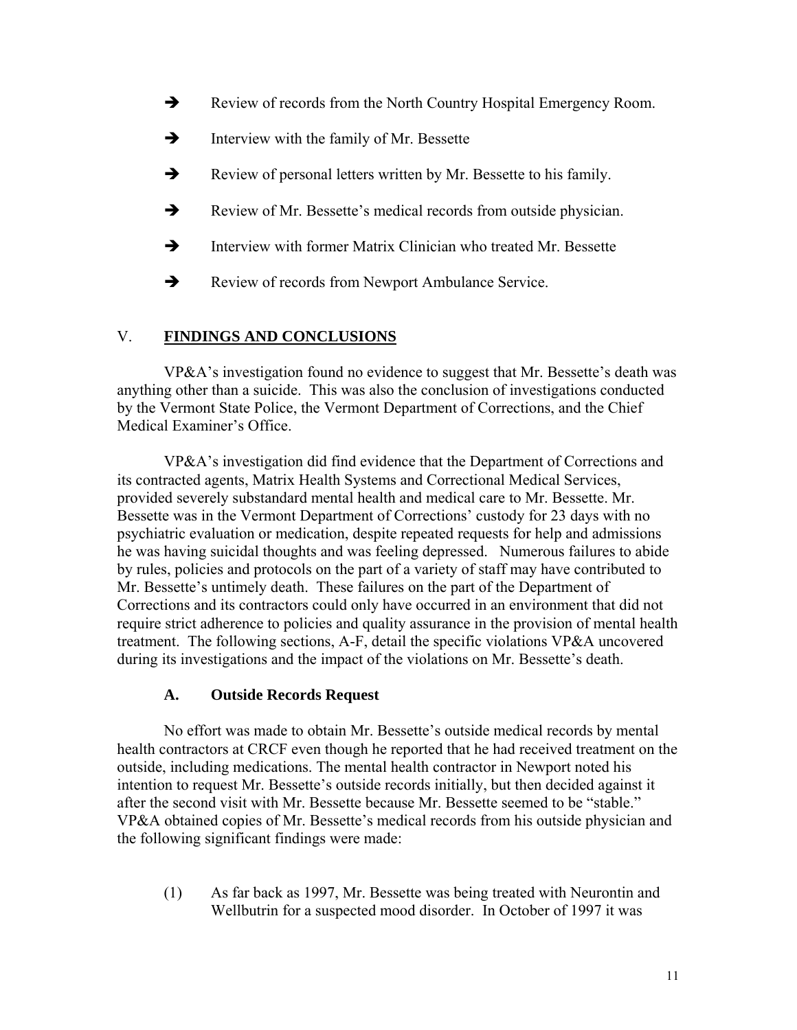- ➔ Review of records from the North Country Hospital Emergency Room.
- ➔ Interview with the family of Mr. Bessette
- ➔ Review of personal letters written by Mr. Bessette to his family.
- ➔ Review of Mr. Bessette's medical records from outside physician.
- ➔ Interview with former Matrix Clinician who treated Mr. Bessette
- ➔ Review of records from Newport Ambulance Service.

## V. **FINDINGS AND CONCLUSIONS**

VP&A's investigation found no evidence to suggest that Mr. Bessette's death was anything other than a suicide. This was also the conclusion of investigations conducted by the Vermont State Police, the Vermont Department of Corrections, and the Chief Medical Examiner's Office.

VP&A's investigation did find evidence that the Department of Corrections and its contracted agents, Matrix Health Systems and Correctional Medical Services, provided severely substandard mental health and medical care to Mr. Bessette. Mr. Bessette was in the Vermont Department of Corrections' custody for 23 days with no psychiatric evaluation or medication, despite repeated requests for help and admissions he was having suicidal thoughts and was feeling depressed. Numerous failures to abide by rules, policies and protocols on the part of a variety of staff may have contributed to Mr. Bessette's untimely death. These failures on the part of the Department of Corrections and its contractors could only have occurred in an environment that did not require strict adherence to policies and quality assurance in the provision of mental health treatment. The following sections, A-F, detail the specific violations VP&A uncovered during its investigations and the impact of the violations on Mr. Bessette's death.

### A. Outside Records Request

No effort was made to obtain Mr. Bessette's outside medical records by mental health contractors at CRCF even though he reported that he had received treatment on the outside, including medications. The mental health contractor in Newport noted his intention to request Mr. Bessette's outside records initially, but then decided against it after the second visit with Mr. Bessette because Mr. Bessette seemed to be "stable." VP&A obtained copies of Mr. Bessette's medical records from his outside physician and the following significant findings were made:

(1) As far back as 1997, Mr. Bessette was being treated with Neurontin and Wellbutrin for a suspected mood disorder. In October of 1997 it was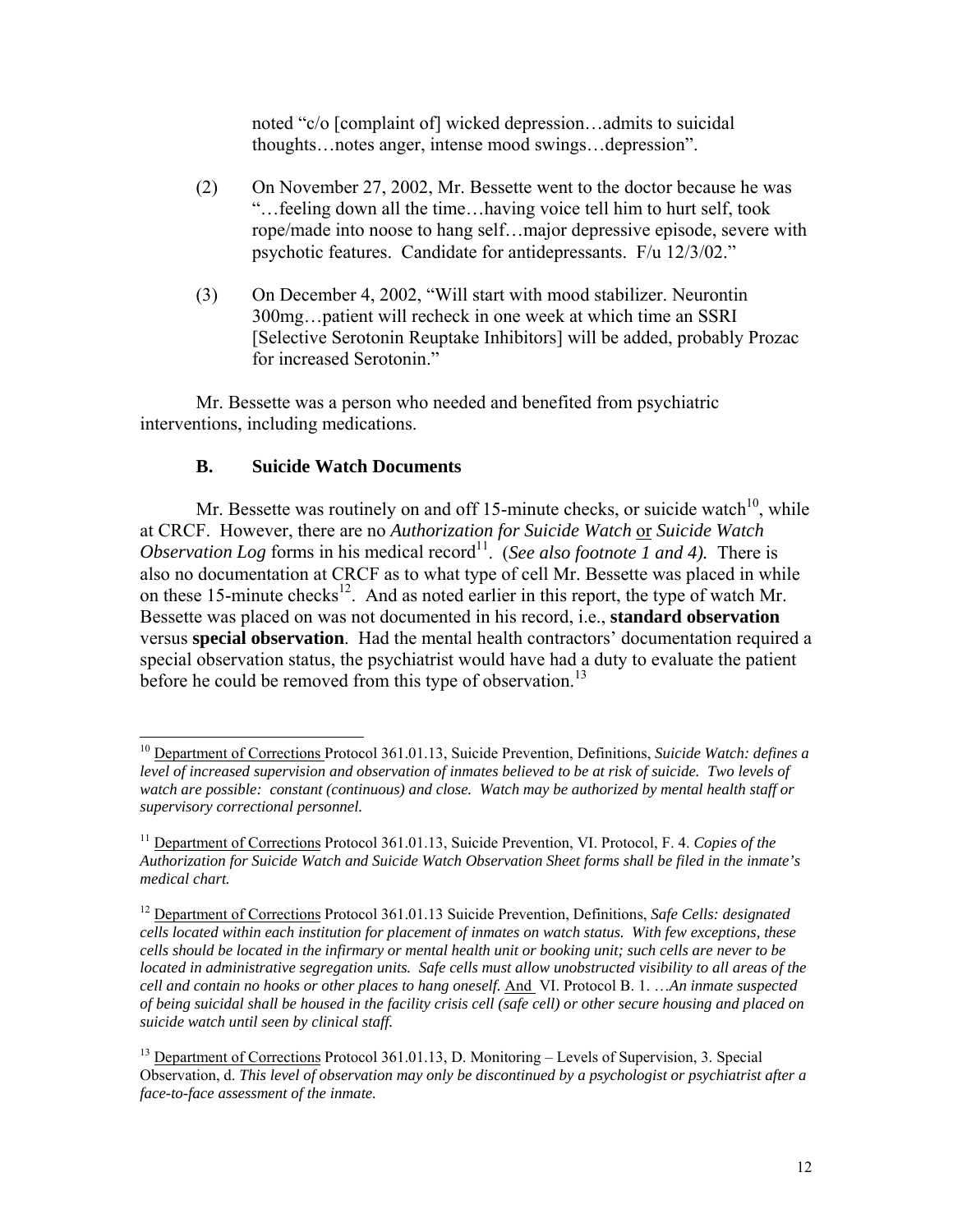noted "c/o [complaint of] wicked depression…admits to suicidal thoughts…notes anger, intense mood swings…depression".

(2) On November 27, 2002, Mr. Bessette went to the doctor because he was "…feeling down all the time…having voice tell him to hurt self, took rope/made into noose to hang self…major depressive episode, severe with psychotic features. Candidate for antidepressants. F/u 12/3/02."

(3) On December 4, 2002, "Will start with mood stabilizer. Neurontin 300mg…patient will recheck in one week at which time an SSRI [Selective Serotonin Reuptake Inhibitors] will be added, probably Prozac for increased Serotonin."

Mr. Bessette was a person who needed and benefited from psychiatric interventions, including medications.

### B. Suicide Watch Documents

Mr. Bessette was routinely on and off 15-minute checks, or suicide watch[10], while at CRCF. However, there are no *Authorization for Suicide Watch* or *Suicide Watch Observation Log* forms in his medical record[11]. (*See also footnote 1 and 4).* There is also no documentation at CRCF as to what type of cell Mr. Bessette was placed in while on these 15-minute checks[12]. And as noted earlier in this report, the type of watch Mr. Bessette was placed on was not documented in his record, i.e., **standard observation** versus **special observation**. Had the mental health contractors' documentation required a special observation status, the psychiatrist would have had a duty to evaluate the patient before he could be removed from this type of observation.[13]

---

[10] Department of Corrections Protocol 361.01.13, Suicide Prevention, Definitions, *Suicide Watch: defines a level of increased supervision and observation of inmates believed to be at risk of suicide. Two levels of watch are possible: constant (continuous) and close. Watch may be authorized by mental health staff or supervisory correctional personnel.*

[11] Department of Corrections Protocol 361.01.13, Suicide Prevention, VI. Protocol, F. 4. *Copies of the Authorization for Suicide Watch and Suicide Watch Observation Sheet forms shall be filed in the inmate's medical chart.*

[12] Department of Corrections Protocol 361.01.13 Suicide Prevention, Definitions, *Safe Cells: designated cells located within each institution for placement of inmates on watch status. With few exceptions, these cells should be located in the infirmary or mental health unit or booking unit; such cells are never to be located in administrative segregation units. Safe cells must allow unobstructed visibility to all areas of the cell and contain no hooks or other places to hang oneself.* And VI. Protocol B. 1. …*An inmate suspected of being suicidal shall be housed in the facility crisis cell (safe cell) or other secure housing and placed on suicide watch until seen by clinical staff.*

[13] Department of Corrections Protocol 361.01.13, D. Monitoring – Levels of Supervision, 3. Special Observation, d. *This level of observation may only be discontinued by a psychologist or psychiatrist after a face-to-face assessment of the inmate.*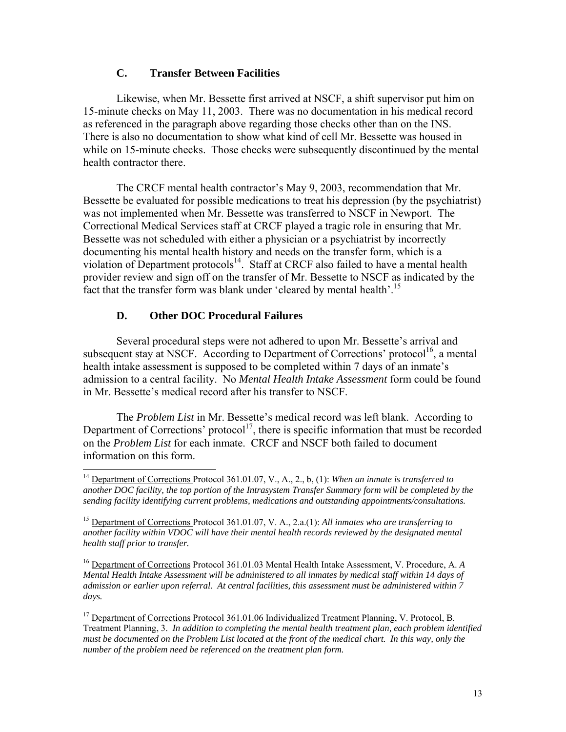### C. Transfer Between Facilities

Likewise, when Mr. Bessette first arrived at NSCF, a shift supervisor put him on 15-minute checks on May 11, 2003. There was no documentation in his medical record as referenced in the paragraph above regarding those checks other than on the INS. There is also no documentation to show what kind of cell Mr. Bessette was housed in while on 15-minute checks. Those checks were subsequently discontinued by the mental health contractor there.

The CRCF mental health contractor's May 9, 2003, recommendation that Mr. Bessette be evaluated for possible medications to treat his depression (by the psychiatrist) was not implemented when Mr. Bessette was transferred to NSCF in Newport. The Correctional Medical Services staff at CRCF played a tragic role in ensuring that Mr. Bessette was not scheduled with either a physician or a psychiatrist by incorrectly documenting his mental health history and needs on the transfer form, which is a violation of Department protocols[14]. Staff at CRCF also failed to have a mental health provider review and sign off on the transfer of Mr. Bessette to NSCF as indicated by the fact that the transfer form was blank under 'cleared by mental health'.[15]

### D. Other DOC Procedural Failures

Several procedural steps were not adhered to upon Mr. Bessette's arrival and subsequent stay at NSCF. According to Department of Corrections' protocol[16], a mental health intake assessment is supposed to be completed within 7 days of an inmate's admission to a central facility. No *Mental Health Intake Assessment* form could be found in Mr. Bessette's medical record after his transfer to NSCF.

The *Problem List* in Mr. Bessette's medical record was left blank. According to Department of Corrections' protocol[17], there is specific information that must be recorded on the *Problem List* for each inmate. CRCF and NSCF both failed to document information on this form.

---

[14] Department of Corrections Protocol 361.01.07, V., A., 2., b, (1): *When an inmate is transferred to another DOC facility, the top portion of the Intrasystem Transfer Summary form will be completed by the sending facility identifying current problems, medications and outstanding appointments/consultations.*

[15] Department of Corrections Protocol 361.01.07, V. A., 2.a.(1): *All inmates who are transferring to another facility within VDOC will have their mental health records reviewed by the designated mental health staff prior to transfer.*

[16] Department of Corrections Protocol 361.01.03 Mental Health Intake Assessment, V. Procedure, A. *A Mental Health Intake Assessment will be administered to all inmates by medical staff within 14 days of admission or earlier upon referral. At central facilities, this assessment must be administered within 7 days.*

[17] Department of Corrections Protocol 361.01.06 Individualized Treatment Planning, V. Protocol, B. Treatment Planning, 3. *In addition to completing the mental health treatment plan, each problem identified must be documented on the Problem List located at the front of the medical chart. In this way, only the number of the problem need be referenced on the treatment plan form.*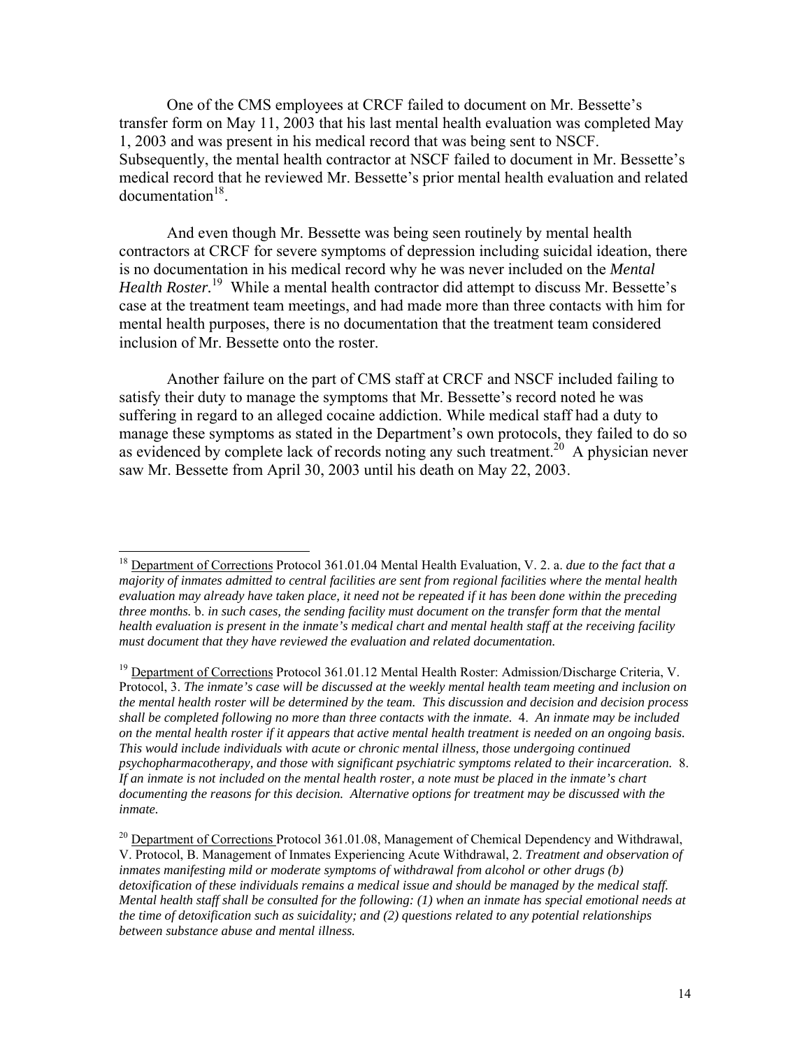One of the CMS employees at CRCF failed to document on Mr. Bessette's transfer form on May 11, 2003 that his last mental health evaluation was completed May 1, 2003 and was present in his medical record that was being sent to NSCF. Subsequently, the mental health contractor at NSCF failed to document in Mr. Bessette's medical record that he reviewed Mr. Bessette's prior mental health evaluation and related documentation[18].

And even though Mr. Bessette was being seen routinely by mental health contractors at CRCF for severe symptoms of depression including suicidal ideation, there is no documentation in his medical record why he was never included on the *Mental Health Roster.*[19] While a mental health contractor did attempt to discuss Mr. Bessette's case at the treatment team meetings, and had made more than three contacts with him for mental health purposes, there is no documentation that the treatment team considered inclusion of Mr. Bessette onto the roster.

Another failure on the part of CMS staff at CRCF and NSCF included failing to satisfy their duty to manage the symptoms that Mr. Bessette's record noted he was suffering in regard to an alleged cocaine addiction. While medical staff had a duty to manage these symptoms as stated in the Department's own protocols, they failed to do so as evidenced by complete lack of records noting any such treatment.[20] A physician never saw Mr. Bessette from April 30, 2003 until his death on May 22, 2003.

---

[18] Department of Corrections Protocol 361.01.04 Mental Health Evaluation, V. 2. a. *due to the fact that a majority of inmates admitted to central facilities are sent from regional facilities where the mental health evaluation may already have taken place, it need not be repeated if it has been done within the preceding three months.* b. *in such cases, the sending facility must document on the transfer form that the mental health evaluation is present in the inmate's medical chart and mental health staff at the receiving facility must document that they have reviewed the evaluation and related documentation.*

[19] Department of Corrections Protocol 361.01.12 Mental Health Roster: Admission/Discharge Criteria, V. Protocol, 3. *The inmate's case will be discussed at the weekly mental health team meeting and inclusion on the mental health roster will be determined by the team. This discussion and decision and decision process shall be completed following no more than three contacts with the inmate.* 4. *An inmate may be included on the mental health roster if it appears that active mental health treatment is needed on an ongoing basis. This would include individuals with acute or chronic mental illness, those undergoing continued psychopharmacotherapy, and those with significant psychiatric symptoms related to their incarceration.* 8. *If an inmate is not included on the mental health roster, a note must be placed in the inmate's chart documenting the reasons for this decision. Alternative options for treatment may be discussed with the inmate.*

[20] Department of Corrections Protocol 361.01.08, Management of Chemical Dependency and Withdrawal, V. Protocol, B. Management of Inmates Experiencing Acute Withdrawal, 2. *Treatment and observation of inmates manifesting mild or moderate symptoms of withdrawal from alcohol or other drugs (b) detoxification of these individuals remains a medical issue and should be managed by the medical staff. Mental health staff shall be consulted for the following: (1) when an inmate has special emotional needs at the time of detoxification such as suicidality; and (2) questions related to any potential relationships between substance abuse and mental illness.*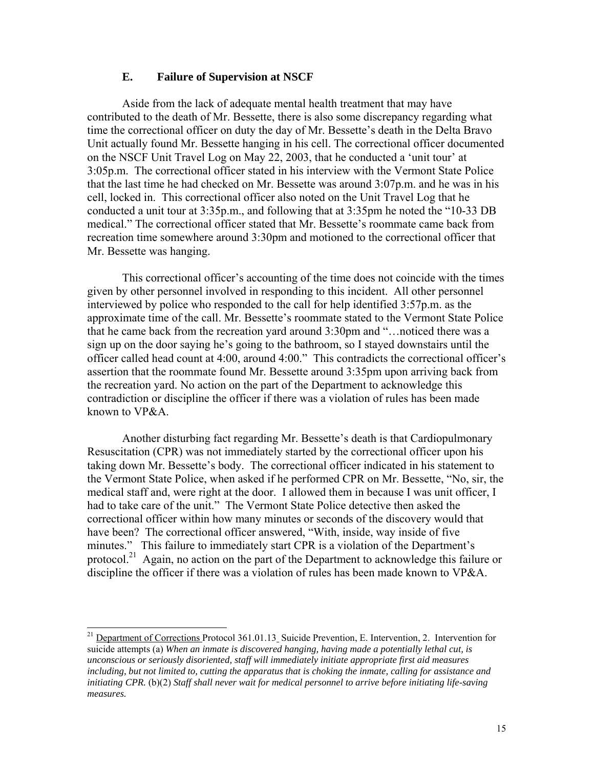### E. Failure of Supervision at NSCF

Aside from the lack of adequate mental health treatment that may have contributed to the death of Mr. Bessette, there is also some discrepancy regarding what time the correctional officer on duty the day of Mr. Bessette's death in the Delta Bravo Unit actually found Mr. Bessette hanging in his cell. The correctional officer documented on the NSCF Unit Travel Log on May 22, 2003, that he conducted a 'unit tour' at 3:05p.m. The correctional officer stated in his interview with the Vermont State Police that the last time he had checked on Mr. Bessette was around 3:07p.m. and he was in his cell, locked in. This correctional officer also noted on the Unit Travel Log that he conducted a unit tour at 3:35p.m., and following that at 3:35pm he noted the "10-33 DB medical." The correctional officer stated that Mr. Bessette's roommate came back from recreation time somewhere around 3:30pm and motioned to the correctional officer that Mr. Bessette was hanging.

This correctional officer's accounting of the time does not coincide with the times given by other personnel involved in responding to this incident. All other personnel interviewed by police who responded to the call for help identified 3:57p.m. as the approximate time of the call. Mr. Bessette's roommate stated to the Vermont State Police that he came back from the recreation yard around 3:30pm and "…noticed there was a sign up on the door saying he's going to the bathroom, so I stayed downstairs until the officer called head count at 4:00, around 4:00." This contradicts the correctional officer's assertion that the roommate found Mr. Bessette around 3:35pm upon arriving back from the recreation yard. No action on the part of the Department to acknowledge this contradiction or discipline the officer if there was a violation of rules has been made known to VP&A.

Another disturbing fact regarding Mr. Bessette's death is that Cardiopulmonary Resuscitation (CPR) was not immediately started by the correctional officer upon his taking down Mr. Bessette's body. The correctional officer indicated in his statement to the Vermont State Police, when asked if he performed CPR on Mr. Bessette, "No, sir, the medical staff and, were right at the door. I allowed them in because I was unit officer, I had to take care of the unit." The Vermont State Police detective then asked the correctional officer within how many minutes or seconds of the discovery would that have been? The correctional officer answered, "With, inside, way inside of five minutes." This failure to immediately start CPR is a violation of the Department's protocol.[21] Again, no action on the part of the Department to acknowledge this failure or discipline the officer if there was a violation of rules has been made known to VP&A.

---

[21] Department of Corrections Protocol 361.01.13 Suicide Prevention, E. Intervention, 2. Intervention for suicide attempts (a) *When an inmate is discovered hanging, having made a potentially lethal cut, is unconscious or seriously disoriented, staff will immediately initiate appropriate first aid measures including, but not limited to, cutting the apparatus that is choking the inmate, calling for assistance and initiating CPR.* (b)(2) *Staff shall never wait for medical personnel to arrive before initiating life-saving measures.*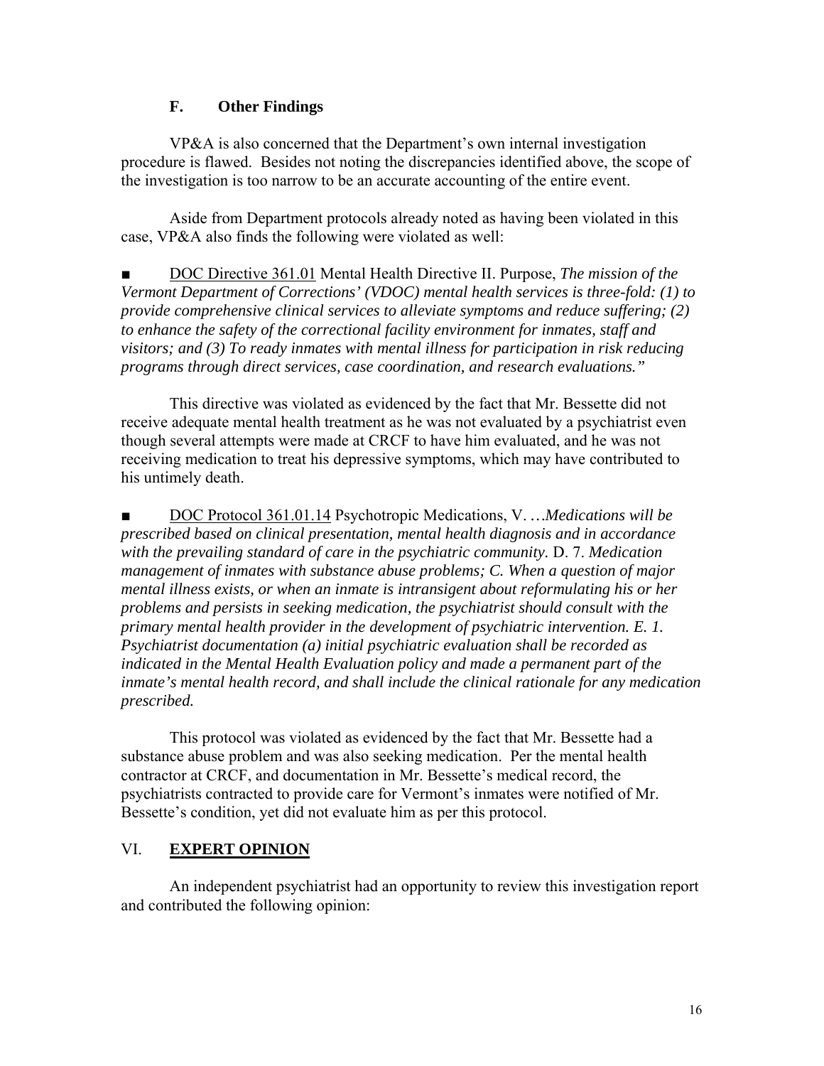### F. Other Findings

VP&A is also concerned that the Department's own internal investigation procedure is flawed. Besides not noting the discrepancies identified above, the scope of the investigation is too narrow to be an accurate accounting of the entire event.

Aside from Department protocols already noted as having been violated in this case, VP&A also finds the following were violated as well:

■ DOC Directive 361.01 Mental Health Directive II. Purpose, *The mission of the Vermont Department of Corrections' (VDOC) mental health services is three-fold: (1) to provide comprehensive clinical services to alleviate symptoms and reduce suffering; (2) to enhance the safety of the correctional facility environment for inmates, staff and visitors; and (3) To ready inmates with mental illness for participation in risk reducing programs through direct services, case coordination, and research evaluations."*

This directive was violated as evidenced by the fact that Mr. Bessette did not receive adequate mental health treatment as he was not evaluated by a psychiatrist even though several attempts were made at CRCF to have him evaluated, and he was not receiving medication to treat his depressive symptoms, which may have contributed to his untimely death.

■ DOC Protocol 361.01.14 Psychotropic Medications, V. …*Medications will be prescribed based on clinical presentation, mental health diagnosis and in accordance with the prevailing standard of care in the psychiatric community.* D. 7. *Medication management of inmates with substance abuse problems; C. When a question of major mental illness exists, or when an inmate is intransigent about reformulating his or her problems and persists in seeking medication, the psychiatrist should consult with the primary mental health provider in the development of psychiatric intervention. E. 1. Psychiatrist documentation (a) initial psychiatric evaluation shall be recorded as indicated in the Mental Health Evaluation policy and made a permanent part of the inmate's mental health record, and shall include the clinical rationale for any medication prescribed.*

This protocol was violated as evidenced by the fact that Mr. Bessette had a substance abuse problem and was also seeking medication. Per the mental health contractor at CRCF, and documentation in Mr. Bessette's medical record, the psychiatrists contracted to provide care for Vermont's inmates were notified of Mr. Bessette's condition, yet did not evaluate him as per this protocol.

## VI. EXPERT OPINION

An independent psychiatrist had an opportunity to review this investigation report and contributed the following opinion: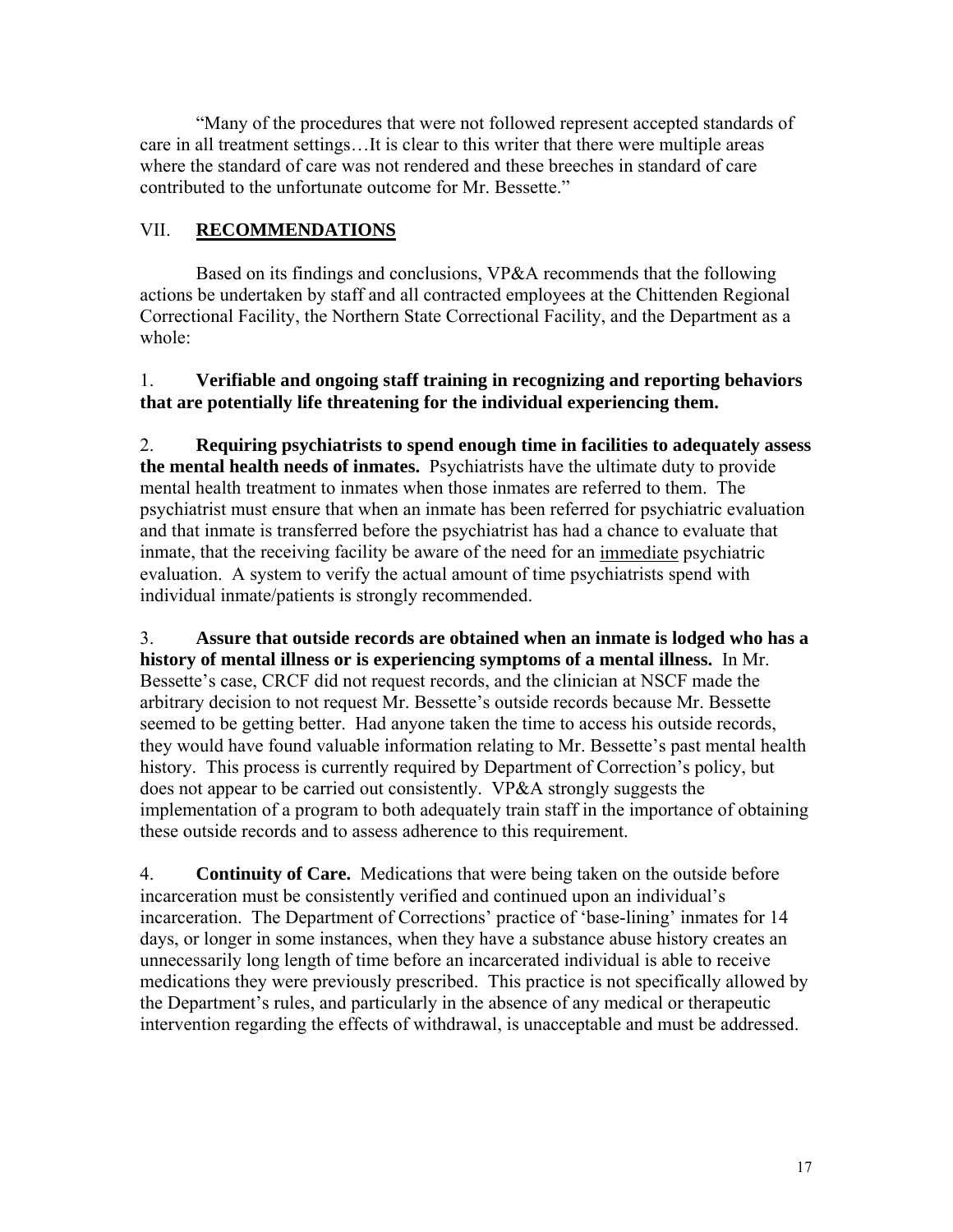"Many of the procedures that were not followed represent accepted standards of care in all treatment settings…It is clear to this writer that there were multiple areas where the standard of care was not rendered and these breeches in standard of care contributed to the unfortunate outcome for Mr. Bessette."

## VII. **RECOMMENDATIONS**

Based on its findings and conclusions, VP&A recommends that the following actions be undertaken by staff and all contracted employees at the Chittenden Regional Correctional Facility, the Northern State Correctional Facility, and the Department as a whole:

1. **Verifiable and ongoing staff training in recognizing and reporting behaviors that are potentially life threatening for the individual experiencing them.**

2. **Requiring psychiatrists to spend enough time in facilities to adequately assess the mental health needs of inmates.** Psychiatrists have the ultimate duty to provide mental health treatment to inmates when those inmates are referred to them. The psychiatrist must ensure that when an inmate has been referred for psychiatric evaluation and that inmate is transferred before the psychiatrist has had a chance to evaluate that inmate, that the receiving facility be aware of the need for an <u>immediate</u> psychiatric evaluation. A system to verify the actual amount of time psychiatrists spend with individual inmate/patients is strongly recommended.

3. **Assure that outside records are obtained when an inmate is lodged who has a history of mental illness or is experiencing symptoms of a mental illness.** In Mr. Bessette's case, CRCF did not request records, and the clinician at NSCF made the arbitrary decision to not request Mr. Bessette's outside records because Mr. Bessette seemed to be getting better. Had anyone taken the time to access his outside records, they would have found valuable information relating to Mr. Bessette's past mental health history. This process is currently required by Department of Correction's policy, but does not appear to be carried out consistently. VP&A strongly suggests the implementation of a program to both adequately train staff in the importance of obtaining these outside records and to assess adherence to this requirement.

4. **Continuity of Care.** Medications that were being taken on the outside before incarceration must be consistently verified and continued upon an individual's incarceration. The Department of Corrections' practice of 'base-lining' inmates for 14 days, or longer in some instances, when they have a substance abuse history creates an unnecessarily long length of time before an incarcerated individual is able to receive medications they were previously prescribed. This practice is not specifically allowed by the Department's rules, and particularly in the absence of any medical or therapeutic intervention regarding the effects of withdrawal, is unacceptable and must be addressed.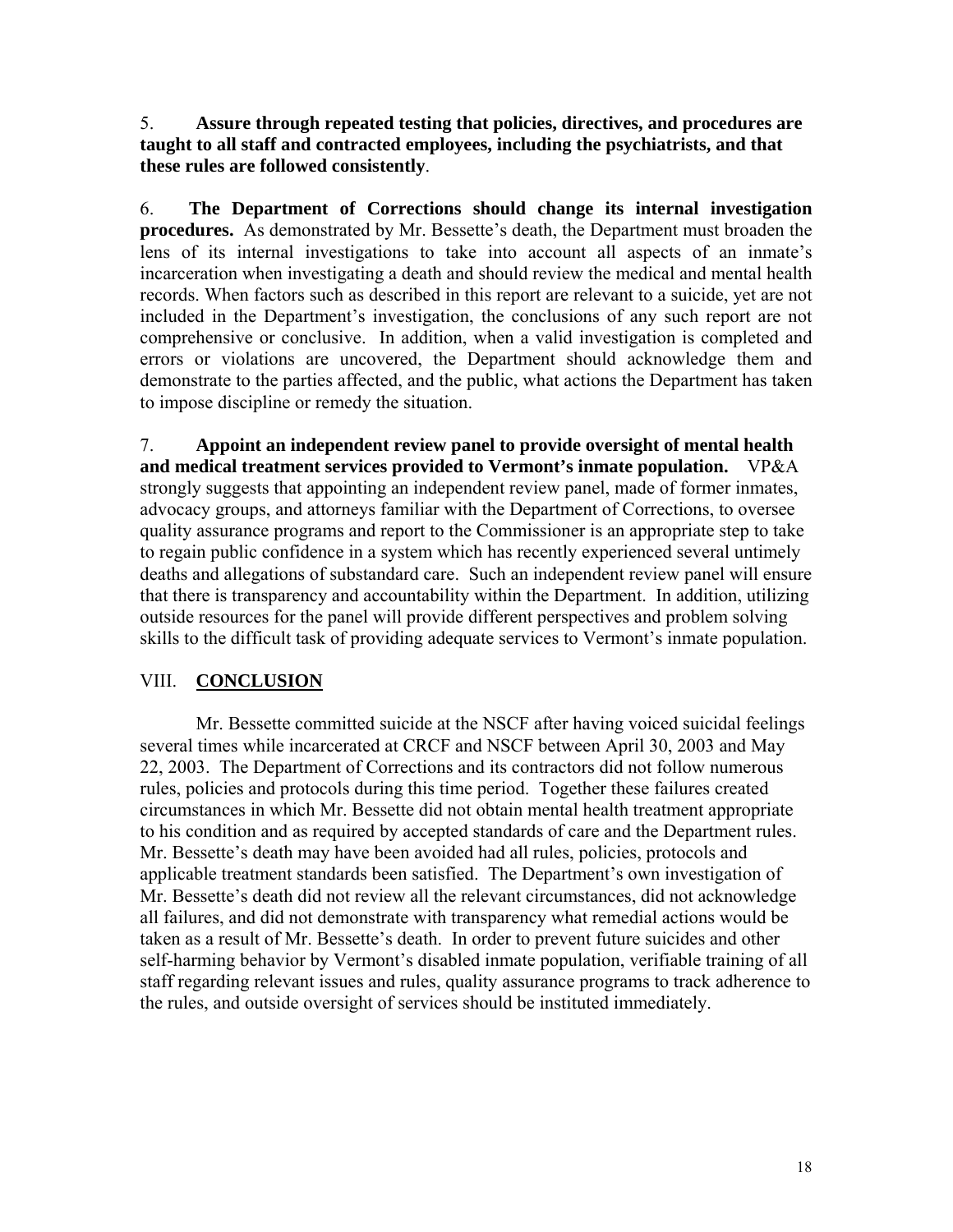5. **Assure through repeated testing that policies, directives, and procedures are taught to all staff and contracted employees, including the psychiatrists, and that these rules are followed consistently**.

6. **The Department of Corrections should change its internal investigation procedures.** As demonstrated by Mr. Bessette's death, the Department must broaden the lens of its internal investigations to take into account all aspects of an inmate's incarceration when investigating a death and should review the medical and mental health records. When factors such as described in this report are relevant to a suicide, yet are not included in the Department's investigation, the conclusions of any such report are not comprehensive or conclusive. In addition, when a valid investigation is completed and errors or violations are uncovered, the Department should acknowledge them and demonstrate to the parties affected, and the public, what actions the Department has taken to impose discipline or remedy the situation.

7. **Appoint an independent review panel to provide oversight of mental health and medical treatment services provided to Vermont's inmate population.** VP&A strongly suggests that appointing an independent review panel, made of former inmates, advocacy groups, and attorneys familiar with the Department of Corrections, to oversee quality assurance programs and report to the Commissioner is an appropriate step to take to regain public confidence in a system which has recently experienced several untimely deaths and allegations of substandard care. Such an independent review panel will ensure that there is transparency and accountability within the Department. In addition, utilizing outside resources for the panel will provide different perspectives and problem solving skills to the difficult task of providing adequate services to Vermont's inmate population.

## VIII. CONCLUSION

Mr. Bessette committed suicide at the NSCF after having voiced suicidal feelings several times while incarcerated at CRCF and NSCF between April 30, 2003 and May 22, 2003. The Department of Corrections and its contractors did not follow numerous rules, policies and protocols during this time period. Together these failures created circumstances in which Mr. Bessette did not obtain mental health treatment appropriate to his condition and as required by accepted standards of care and the Department rules. Mr. Bessette's death may have been avoided had all rules, policies, protocols and applicable treatment standards been satisfied. The Department's own investigation of Mr. Bessette's death did not review all the relevant circumstances, did not acknowledge all failures, and did not demonstrate with transparency what remedial actions would be taken as a result of Mr. Bessette's death. In order to prevent future suicides and other self-harming behavior by Vermont's disabled inmate population, verifiable training of all staff regarding relevant issues and rules, quality assurance programs to track adherence to the rules, and outside oversight of services should be instituted immediately.